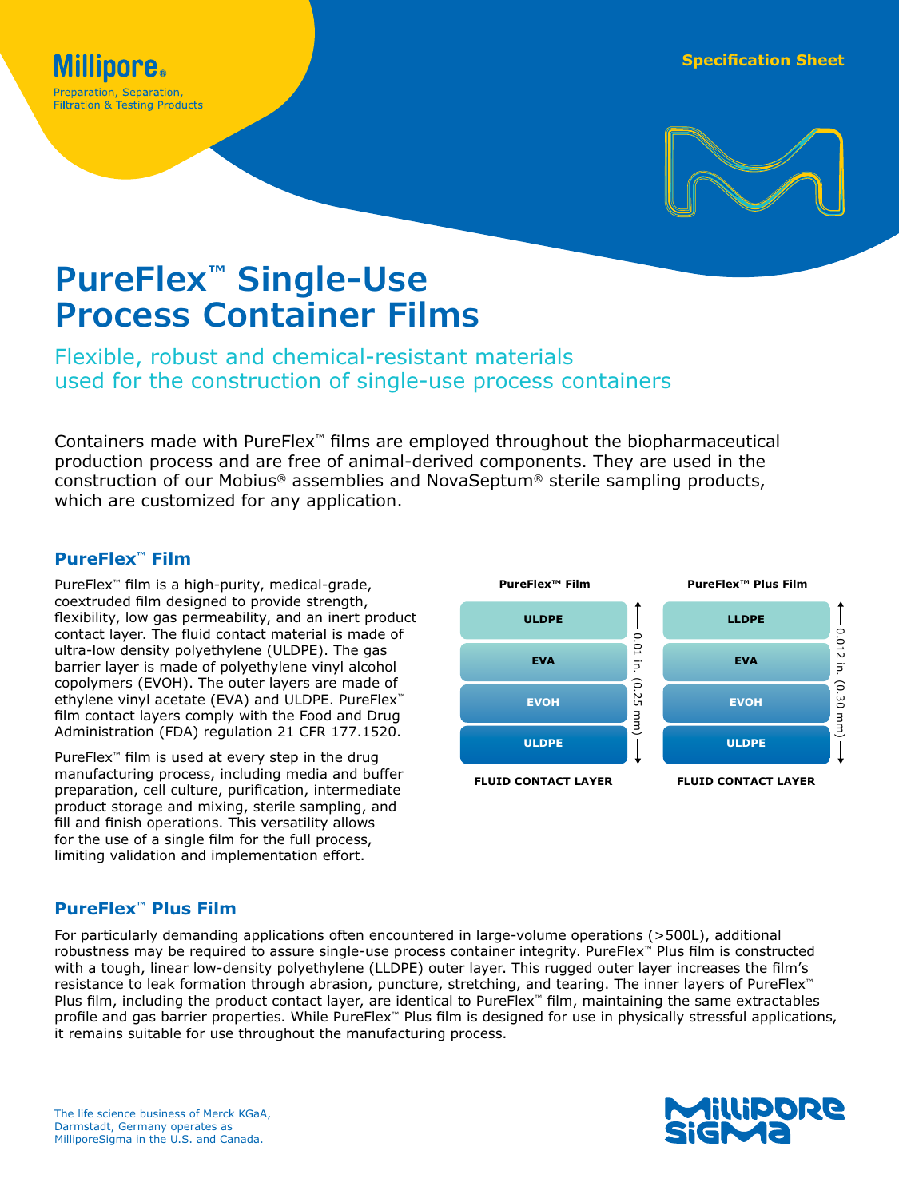Millipore®
Preparation, Separation, Filtration & Testing Products

Specification Sheet

# PureFlex™ Single-Use Process Container Films

## Flexible, robust and chemical-resistant materials used for the construction of single-use process containers

Containers made with PureFlex™ films are employed throughout the biopharmaceutical production process and are free of animal-derived components. They are used in the construction of our Mobius® assemblies and NovaSeptum® sterile sampling products, which are customized for any application.

### PureFlex™ Film

PureFlex™ film is a high-purity, medical-grade, coextruded film designed to provide strength, flexibility, low gas permeability, and an inert product contact layer. The fluid contact material is made of ultra-low density polyethylene (ULDPE). The gas barrier layer is made of polyethylene vinyl alcohol copolymers (EVOH). The outer layers are made of ethylene vinyl acetate (EVA) and ULDPE. PureFlex™ film contact layers comply with the Food and Drug Administration (FDA) regulation 21 CFR 177.1520.

PureFlex™ film is used at every step in the drug manufacturing process, including media and buffer preparation, cell culture, purification, intermediate product storage and mixing, sterile sampling, and fill and finish operations. This versatility allows for the use of a single film for the full process, limiting validation and implementation effort.

| PureFlex™ Film | PureFlex™ Plus Film |
|---|---|
| ULDPE | LLDPE |
| EVA | EVA |
| EVOH | EVOH |
| ULDPE | ULDPE |
| FLUID CONTACT LAYER | FLUID CONTACT LAYER |
| Total thickness: 0.01 in. (0.25 mm) | Total thickness: 0.012 in. (0.30 mm) |

### PureFlex™ Plus Film

For particularly demanding applications often encountered in large-volume operations (>500L), additional robustness may be required to assure single-use process container integrity. PureFlex™ Plus film is constructed with a tough, linear low-density polyethylene (LLDPE) outer layer. This rugged outer layer increases the film's resistance to leak formation through abrasion, puncture, stretching, and tearing. The inner layers of PureFlex™ Plus film, including the product contact layer, are identical to PureFlex™ film, maintaining the same extractables profile and gas barrier properties. While PureFlex™ Plus film is designed for use in physically stressful applications, it remains suitable for use throughout the manufacturing process.

The life science business of Merck KGaA, Darmstadt, Germany operates as MilliporeSigma in the U.S. and Canada.

MilliporeSigma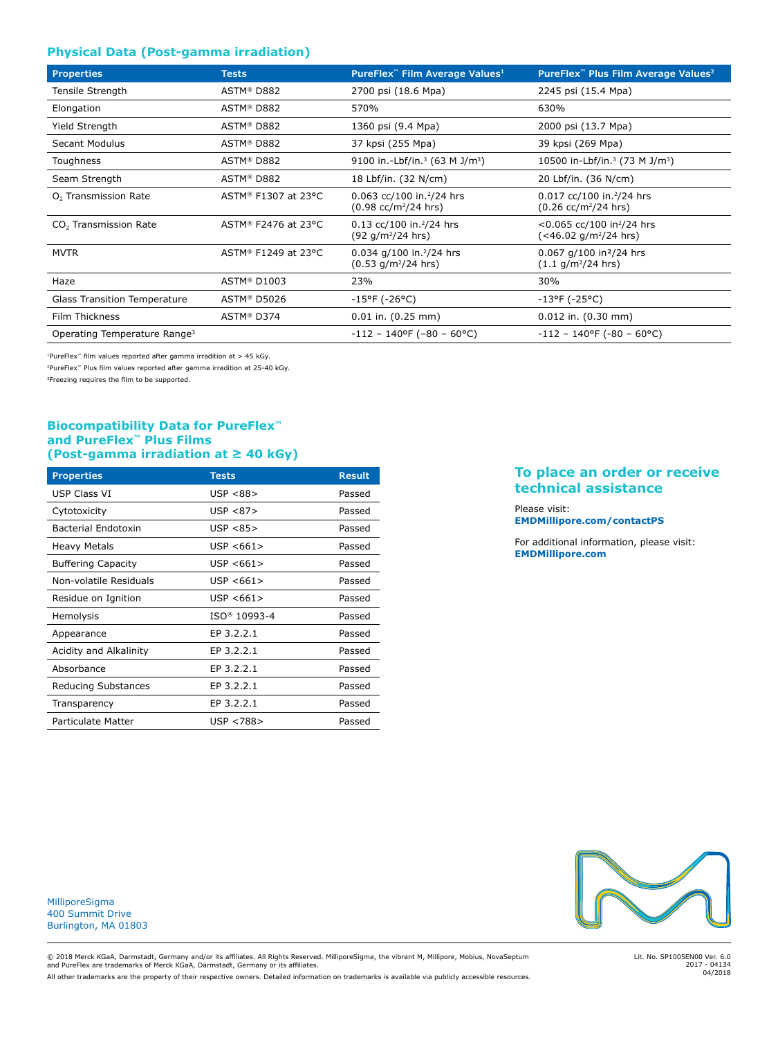## Physical Data (Post-gamma irradiation)

| Properties | Tests | PureFlex™ Film Average Values[1] | PureFlex™ Plus Film Average Values[2] |
|---|---|---|---|
| Tensile Strength | ASTM® D882 | 2700 psi (18.6 Mpa) | 2245 psi (15.4 Mpa) |
| Elongation | ASTM® D882 | 570% | 630% |
| Yield Strength | ASTM® D882 | 1360 psi (9.4 Mpa) | 2000 psi (13.7 Mpa) |
| Secant Modulus | ASTM® D882 | 37 kpsi (255 Mpa) | 39 kpsi (269 Mpa) |
| Toughness | ASTM® D882 | 9100 in.-Lbf/in.$^3$ (63 M J/m$^3$) | 10500 in-Lbf/in.$^3$ (73 M J/m$^3$) |
| Seam Strength | ASTM® D882 | 18 Lbf/in. (32 N/cm) | 20 Lbf/in. (36 N/cm) |
| $O_2$ Transmission Rate | ASTM® F1307 at 23°C | 0.063 cc/100 in.$^2$/24 hrs (0.98 cc/m$^2$/24 hrs) | 0.017 cc/100 in.$^2$/24 hrs (0.26 cc/m$^2$/24 hrs) |
| $CO_2$ Transmission Rate | ASTM® F2476 at 23°C | 0.13 cc/100 in.$^2$/24 hrs (92 g/m$^2$/24 hrs) | <0.065 cc/100 in$^2$/24 hrs (<46.02 g/m$^2$/24 hrs) |
| MVTR | ASTM® F1249 at 23°C | 0.034 g/100 in.$^2$/24 hrs (0.53 g/m$^2$/24 hrs) | 0.067 g/100 in$^2$/24 hrs (1.1 g/m$^2$/24 hrs) |
| Haze | ASTM® D1003 | 23% | 30% |
| Glass Transition Temperature | ASTM® D5026 | -15°F (-26°C) | -13°F (-25°C) |
| Film Thickness | ASTM® D374 | 0.01 in. (0.25 mm) | 0.012 in. (0.30 mm) |
| Operating Temperature Range[3] | | -112 – 140°F (-80 – 60°C) | -112 – 140°F (-80 – 60°C) |

[1]PureFlex™ film values reported after gamma irradiation at > 45 kGy.

[2]PureFlex™ Plus film values reported after gamma irradition at 25-40 kGy.

[3]Freezing requires the film to be supported.

## Biocompatibility Data for PureFlex™ and PureFlex™ Plus Films (Post-gamma irradiation at ≥ 40 kGy)

| Properties | Tests | Result |
|---|---|---|
| USP Class VI | USP <88> | Passed |
| Cytotoxicity | USP <87> | Passed |
| Bacterial Endotoxin | USP <85> | Passed |
| Heavy Metals | USP <661> | Passed |
| Buffering Capacity | USP <661> | Passed |
| Non-volatile Residuals | USP <661> | Passed |
| Residue on Ignition | USP <661> | Passed |
| Hemolysis | ISO® 10993-4 | Passed |
| Appearance | EP 3.2.2.1 | Passed |
| Acidity and Alkalinity | EP 3.2.2.1 | Passed |
| Absorbance | EP 3.2.2.1 | Passed |
| Reducing Substances | EP 3.2.2.1 | Passed |
| Transparency | EP 3.2.2.1 | Passed |
| Particulate Matter | USP <788> | Passed |

## To place an order or receive technical assistance

Please visit:
**EMDMillipore.com/contactPS**

For additional information, please visit:
**EMDMillipore.com**

MilliporeSigma
400 Summit Drive
Burlington, MA 01803

© 2018 Merck KGaA, Darmstadt, Germany and/or its affiliates. All Rights Reserved. MilliporeSigma, the vibrant M, Millipore, Mobius, NovaSeptum and PureFlex are trademarks of Merck KGaA, Darmstadt, Germany or its affiliates.
All other trademarks are the property of their respective owners. Detailed information on trademarks is available via publicly accessible resources.

Lit. No. SP1005EN00 Ver. 6.0
2017 - 04134
04/2018